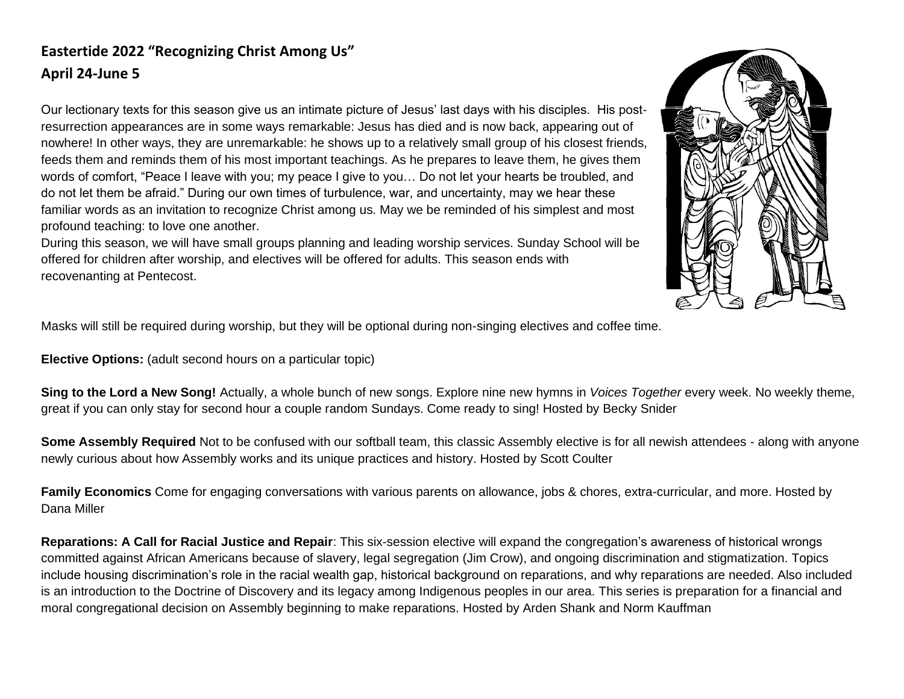## Eastertide 2022 "Recognizing Christ Among Us"

## April 24-June 5

Our lectionary texts for this season give us an intimate picture of Jesus' last days with his disciples. His post-resurrection appearances are in some ways remarkable: Jesus has died and is now back, appearing out of nowhere! In other ways, they are unremarkable: he shows up to a relatively small group of his closest friends, feeds them and reminds them of his most important teachings. As he prepares to leave them, he gives them words of comfort, "Peace I leave with you; my peace I give to you… Do not let your hearts be troubled, and do not let them be afraid." During our own times of turbulence, war, and uncertainty, may we hear these familiar words as an invitation to recognize Christ among us. May we be reminded of his simplest and most profound teaching: to love one another.

During this season, we will have small groups planning and leading worship services. Sunday School will be offered for children after worship, and electives will be offered for adults. This season ends with recovenanting at Pentecost.

Masks will still be required during worship, but they will be optional during non-singing electives and coffee time.

**Elective Options:** (adult second hours on a particular topic)

**Sing to the Lord a New Song!** Actually, a whole bunch of new songs. Explore nine new hymns in *Voices Together* every week. No weekly theme, great if you can only stay for second hour a couple random Sundays. Come ready to sing! Hosted by Becky Snider

**Some Assembly Required** Not to be confused with our softball team, this classic Assembly elective is for all newish attendees - along with anyone newly curious about how Assembly works and its unique practices and history. Hosted by Scott Coulter

**Family Economics** Come for engaging conversations with various parents on allowance, jobs & chores, extra-curricular, and more. Hosted by Dana Miller

**Reparations: A Call for Racial Justice and Repair**: This six-session elective will expand the congregation's awareness of historical wrongs committed against African Americans because of slavery, legal segregation (Jim Crow), and ongoing discrimination and stigmatization. Topics include housing discrimination's role in the racial wealth gap, historical background on reparations, and why reparations are needed. Also included is an introduction to the Doctrine of Discovery and its legacy among Indigenous peoples in our area. This series is preparation for a financial and moral congregational decision on Assembly beginning to make reparations. Hosted by Arden Shank and Norm Kauffman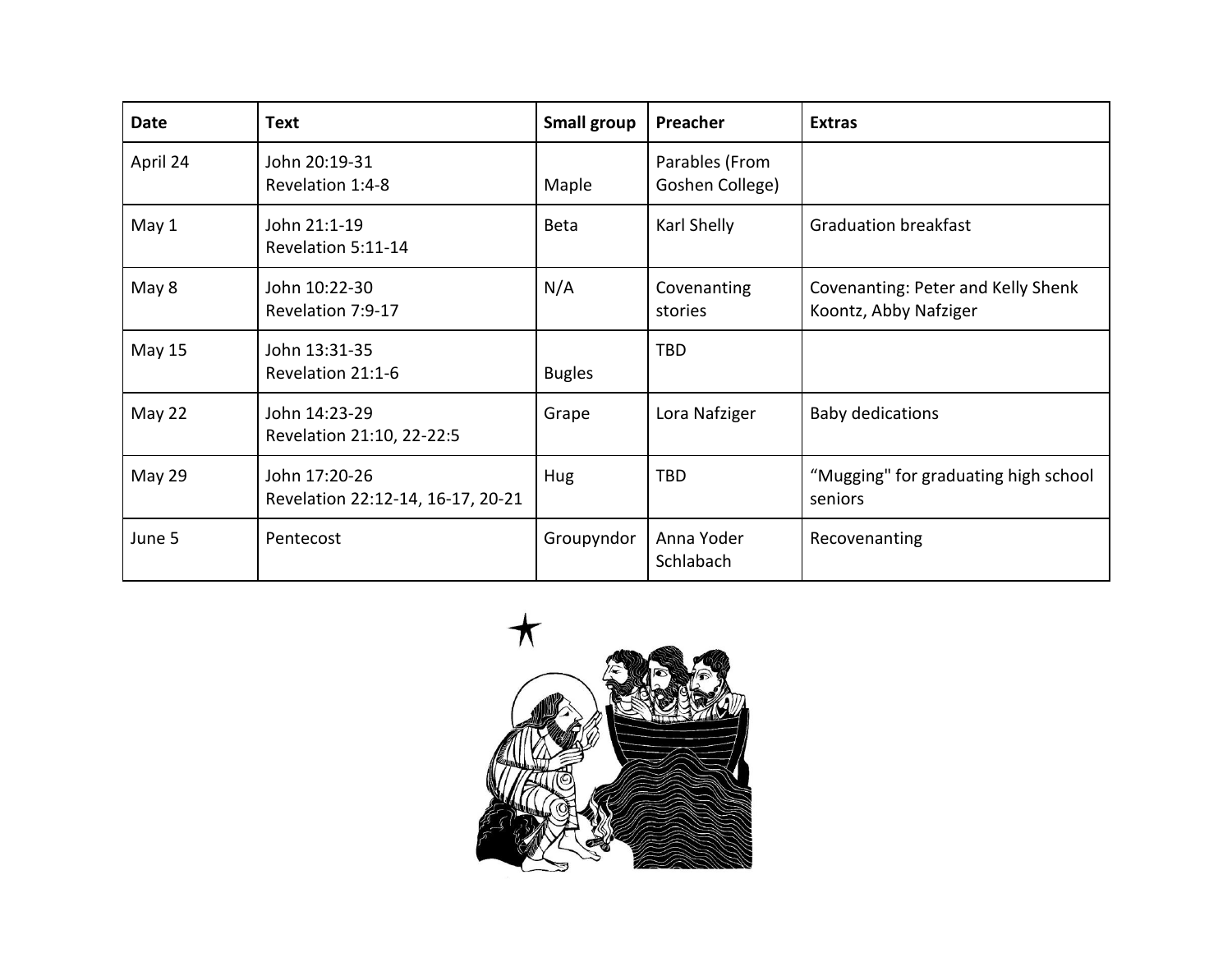| Date | Text | Small group | Preacher | Extras |
|---|---|---|---|---|
| April 24 | John 20:19-31<br>Revelation 1:4-8 | Maple | Parables (From Goshen College) | |
| May 1 | John 21:1-19<br>Revelation 5:11-14 | Beta | Karl Shelly | Graduation breakfast |
| May 8 | John 10:22-30<br>Revelation 7:9-17 | N/A | Covenanting stories | Covenanting: Peter and Kelly Shenk Koontz, Abby Nafziger |
| May 15 | John 13:31-35<br>Revelation 21:1-6 | Bugles | TBD | |
| May 22 | John 14:23-29<br>Revelation 21:10, 22-22:5 | Grape | Lora Nafziger | Baby dedications |
| May 29 | John 17:20-26<br>Revelation 22:12-14, 16-17, 20-21 | Hug | TBD | “Mugging" for graduating high school seniors |
| June 5 | Pentecost | Groupyndor | Anna Yoder Schlabach | Recovenanting |